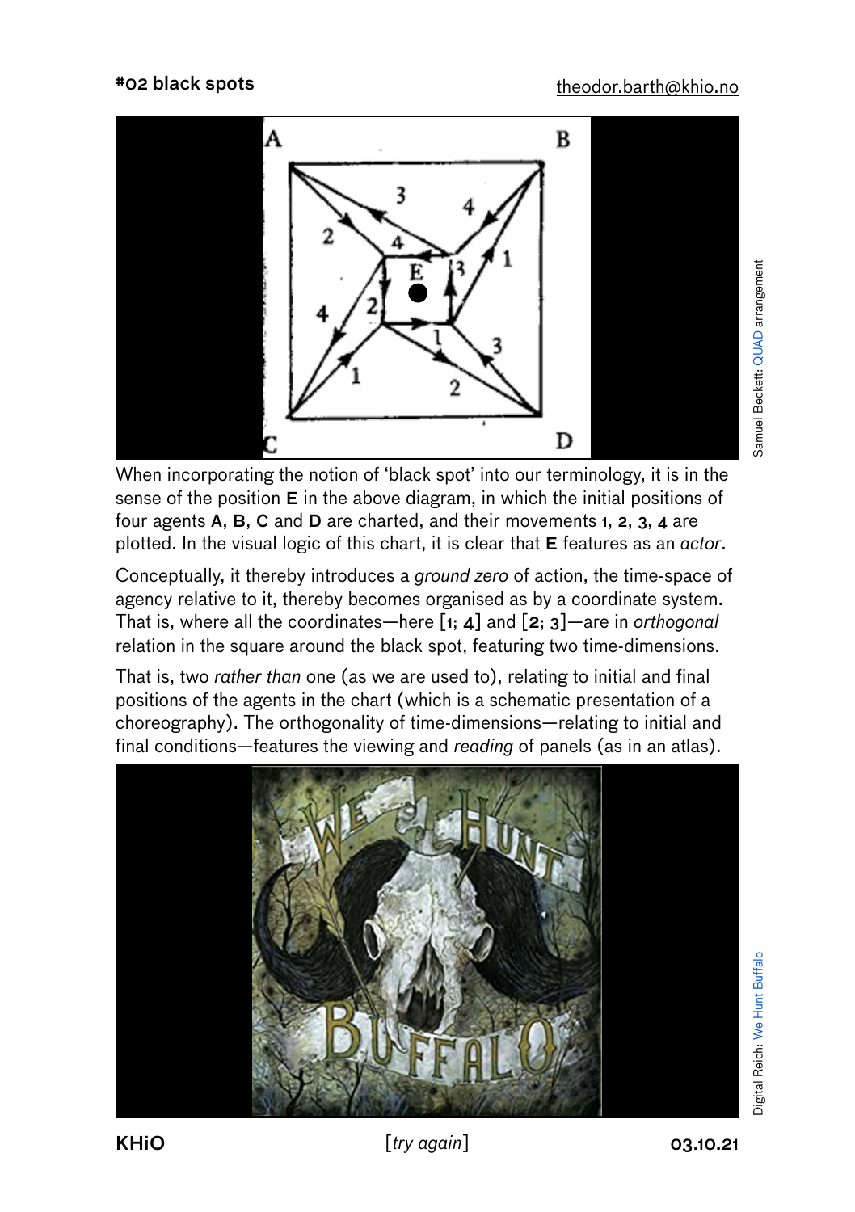# #02 black spots

theodor.barth@khio.no

Samuel Beckett: QUAD arrangement

When incorporating the notion of 'black spot' into our terminology, it is in the sense of the position **E** in the above diagram, in which the initial positions of four agents **A**, **B**, **C** and **D** are charted, and their movements **1**, **2**, **3**, **4** are plotted. In the visual logic of this chart, it is clear that **E** features as an *actor*.

Conceptually, it thereby introduces a *ground zero* of action, the time-space of agency relative to it, thereby becomes organised as by a coordinate system. That is, where all the coordinates—here [**1**; **4**] and [**2**; **3**]—are in *orthogonal* relation in the square around the black spot, featuring two time-dimensions.

That is, two *rather than* one (as we are used to), relating to initial and final positions of the agents in the chart (which is a schematic presentation of a choreography). The orthogonality of time-dimensions—relating to initial and final conditions—features the viewing and *reading* of panels (as in an atlas).

Digital Reich: We Hunt Buffalo

**KHiO** [*try again*] **03.10.21**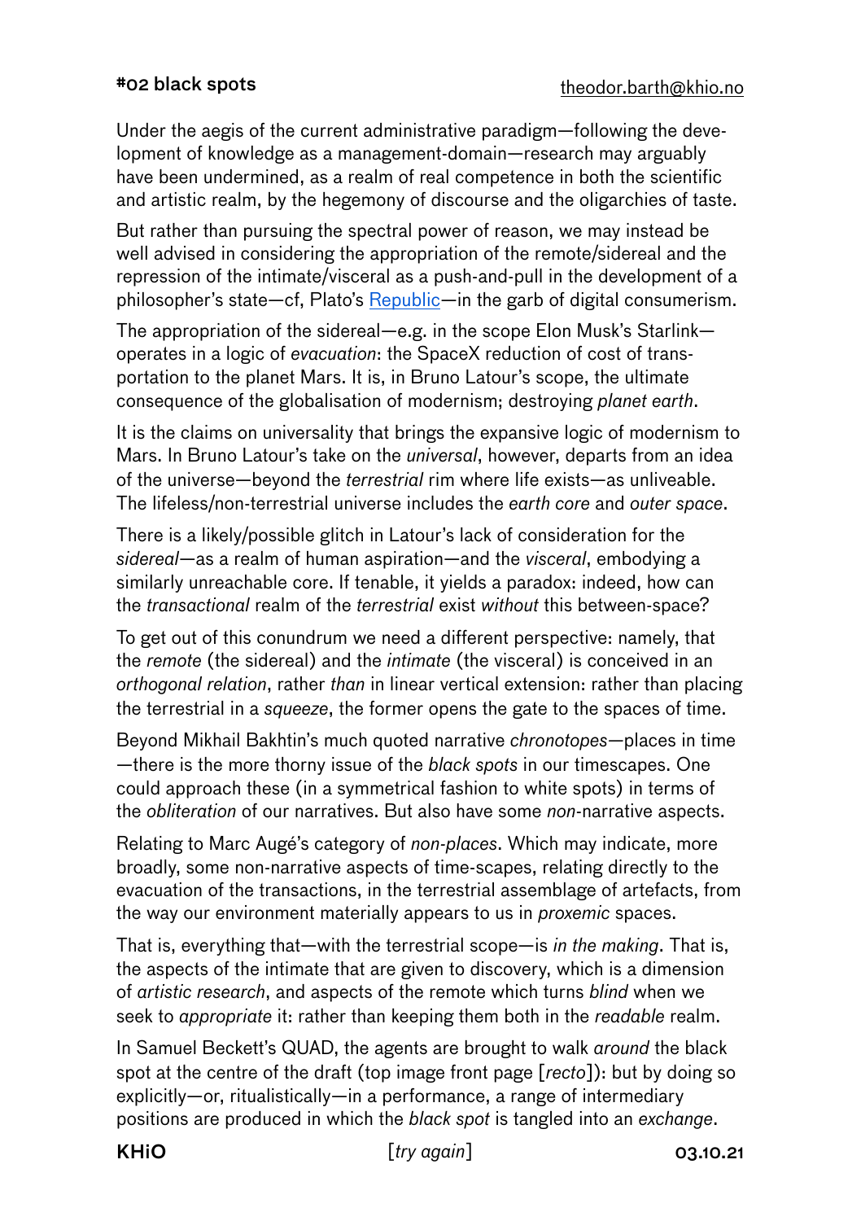#02 black spots

theodor.barth@khio.no

Under the aegis of the current administrative paradigm—following the development of knowledge as a management-domain—research may arguably have been undermined, as a realm of real competence in both the scientific and artistic realm, by the hegemony of discourse and the oligarchies of taste.

But rather than pursuing the spectral power of reason, we may instead be well advised in considering the appropriation of the remote/sidereal and the repression of the intimate/visceral as a push-and-pull in the development of a philosopher's state—cf, Plato's Republic—in the garb of digital consumerism.

The appropriation of the sidereal—e.g. in the scope Elon Musk's Starlink—operates in a logic of *evacuation*: the SpaceX reduction of cost of transportation to the planet Mars. It is, in Bruno Latour's scope, the ultimate consequence of the globalisation of modernism; destroying *planet earth*.

It is the claims on universality that brings the expansive logic of modernism to Mars. In Bruno Latour's take on the *universal*, however, departs from an idea of the universe—beyond the *terrestrial* rim where life exists—as unliveable. The lifeless/non-terrestrial universe includes the *earth core* and *outer space*.

There is a likely/possible glitch in Latour's lack of consideration for the *sidereal*—as a realm of human aspiration—and the *visceral*, embodying a similarly unreachable core. If tenable, it yields a paradox: indeed, how can the *transactional* realm of the *terrestrial* exist *without* this between-space?

To get out of this conundrum we need a different perspective: namely, that the *remote* (the sidereal) and the *intimate* (the visceral) is conceived in an *orthogonal relation*, rather *than* in linear vertical extension: rather than placing the terrestrial in a *squeeze*, the former opens the gate to the spaces of time.

Beyond Mikhail Bakhtin's much quoted narrative *chronotopes*—places in time—there is the more thorny issue of the *black spots* in our timescapes. One could approach these (in a symmetrical fashion to white spots) in terms of the *obliteration* of our narratives. But also have some *non*-narrative aspects.

Relating to Marc Augé's category of *non-places*. Which may indicate, more broadly, some non-narrative aspects of time-scapes, relating directly to the evacuation of the transactions, in the terrestrial assemblage of artefacts, from the way our environment materially appears to us in *proxemic* spaces.

That is, everything that—with the terrestrial scope—is *in the making*. That is, the aspects of the intimate that are given to discovery, which is a dimension of *artistic research*, and aspects of the remote which turns *blind* when we seek to *appropriate* it: rather than keeping them both in the *readable* realm.

In Samuel Beckett's QUAD, the agents are brought to walk *around* the black spot at the centre of the draft (top image front page [*recto*]): but by doing so explicitly—or, ritualistically—in a performance, a range of intermediary positions are produced in which the *black spot* is tangled into an *exchange*.

KHiO [*try again*] 03.10.21